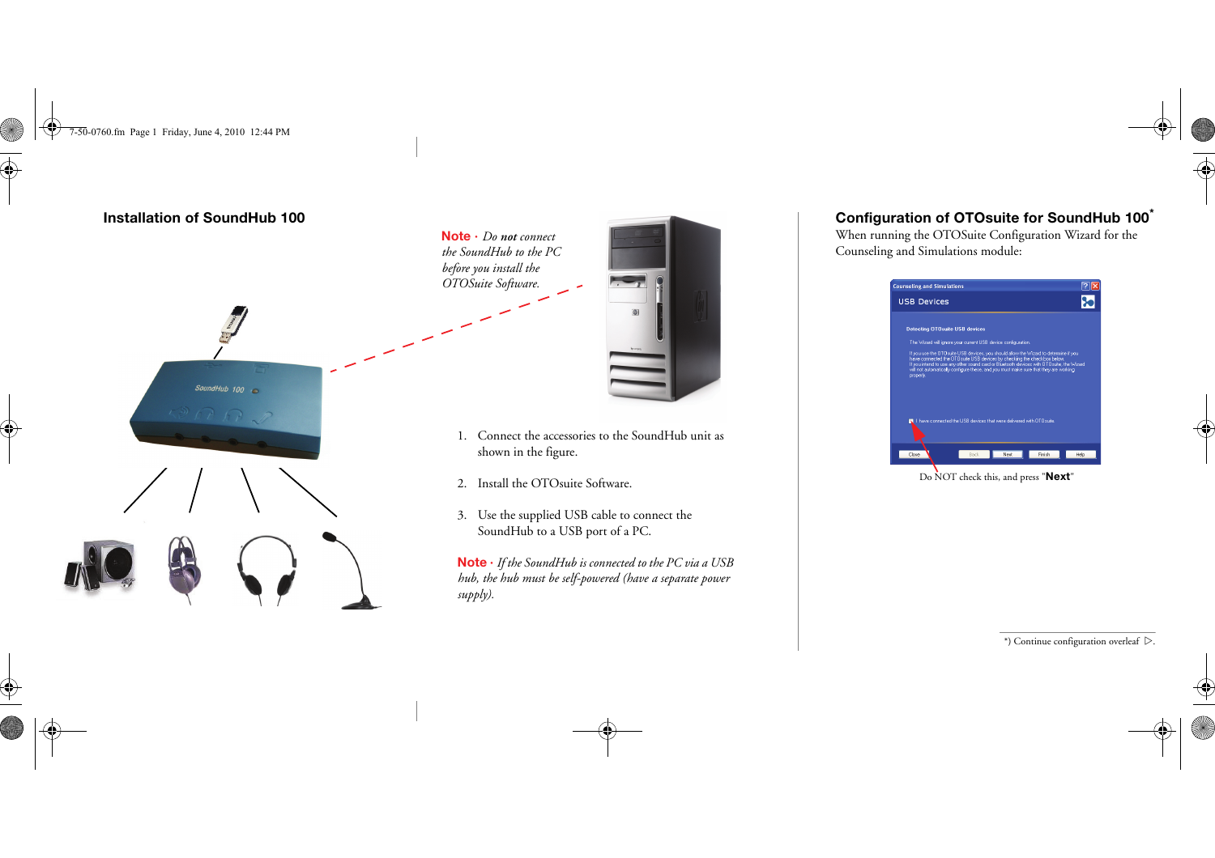## Installation of SoundHub 100

**Note** · *Do* ***not*** *connect the SoundHub to the PC before you install the OTOSuite Software.*

1. Connect the accessories to the SoundHub unit as shown in the figure.
2. Install the OTOsuite Software.
3. Use the supplied USB cable to connect the SoundHub to a USB port of a PC.

**Note** · *If the SoundHub is connected to the PC via a USB hub, the hub must be self-powered (have a separate power supply).*

## Configuration of OTOsuite for SoundHub 100*

When running the OTOSuite Configuration Wizard for the Counseling and Simulations module:

Do NOT check this, and press "**Next**"

*) Continue configuration overleaf ▷.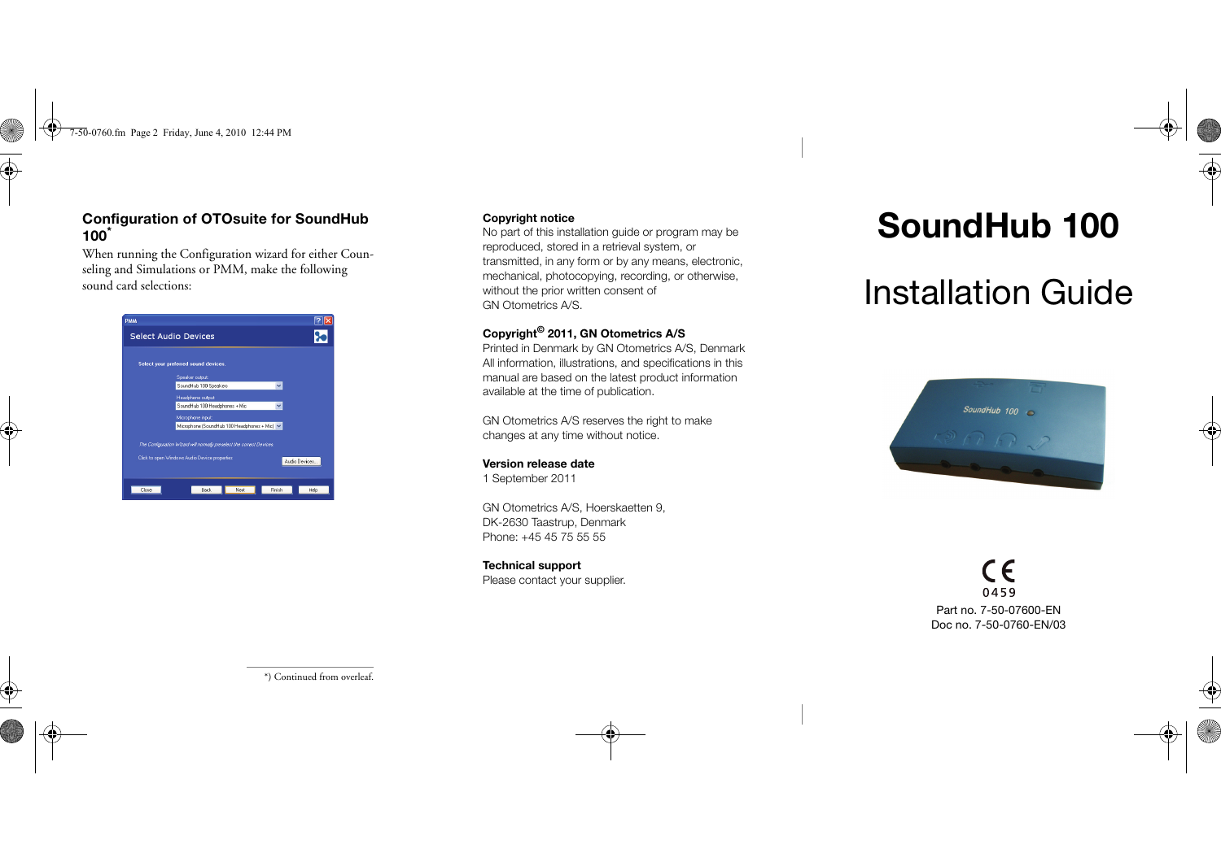## Configuration of OTOsuite for SoundHub 100*

When running the Configuration wizard for either Counseling and Simulations or PMM, make the following sound card selections:

*) Continued from overleaf.

**Copyright notice**
No part of this installation guide or program may be reproduced, stored in a retrieval system, or transmitted, in any form or by any means, electronic, mechanical, photocopying, recording, or otherwise, without the prior written consent of GN Otometrics A/S.

**Copyright© 2011, GN Otometrics A/S**
Printed in Denmark by GN Otometrics A/S, Denmark
All information, illustrations, and specifications in this manual are based on the latest product information available at the time of publication.

GN Otometrics A/S reserves the right to make changes at any time without notice.

**Version release date**
1 September 2011

GN Otometrics A/S, Hoerskaetten 9,
DK-2630 Taastrup, Denmark
Phone: +45 45 75 55 55

**Technical support**
Please contact your supplier.

# SoundHub 100

# Installation Guide

CE
0459

Part no. 7-50-07600-EN
Doc no. 7-50-0760-EN/03